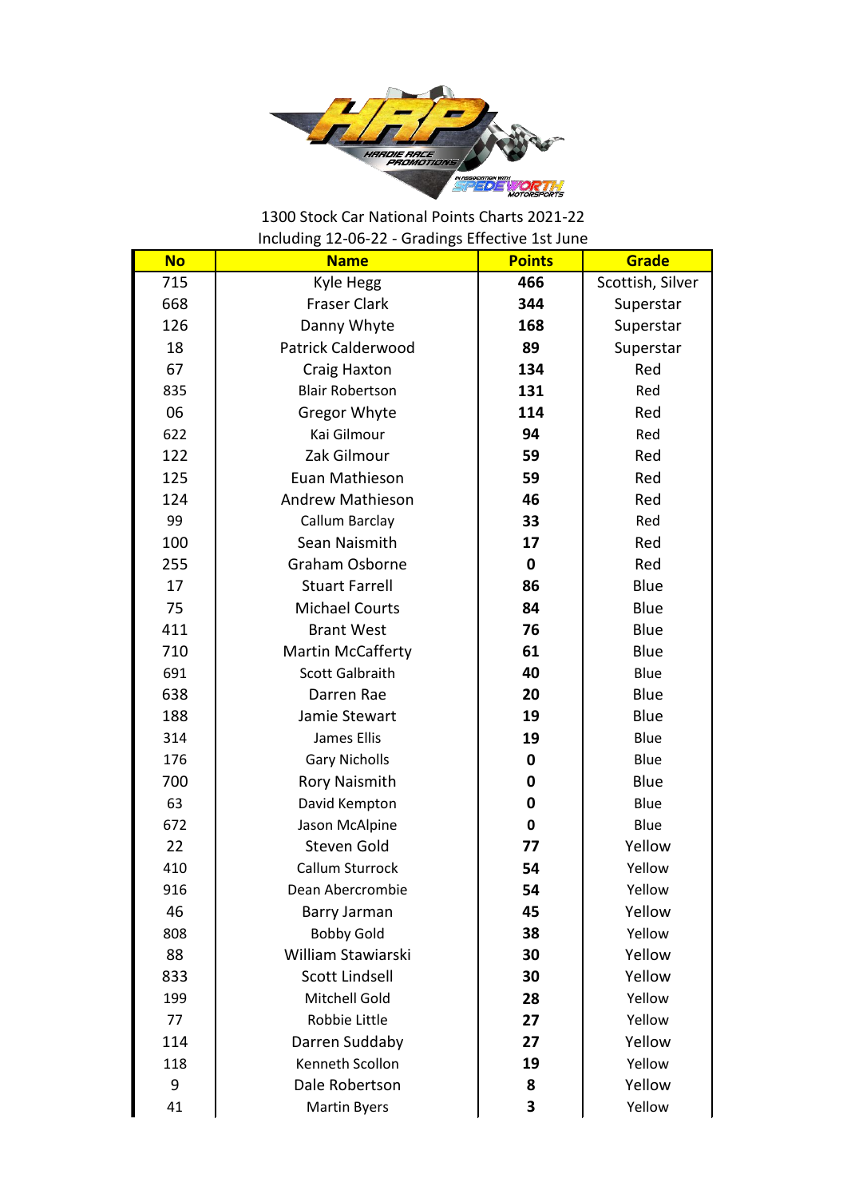1300 Stock Car National Points Charts 2021-22

Including 12-06-22 - Gradings Effective 1st June

| No | Name | Points | Grade |
|---|---|---|---|
| 715 | Kyle Hegg | **466** | Scottish, Silver |
| 668 | Fraser Clark | **344** | Superstar |
| 126 | Danny Whyte | **168** | Superstar |
| 18 | Patrick Calderwood | **89** | Superstar |
| 67 | Craig Haxton | **134** | Red |
| 835 | Blair Robertson | **131** | Red |
| 06 | Gregor Whyte | **114** | Red |
| 622 | Kai Gilmour | **94** | Red |
| 122 | Zak Gilmour | **59** | Red |
| 125 | Euan Mathieson | **59** | Red |
| 124 | Andrew Mathieson | **46** | Red |
| 99 | Callum Barclay | **33** | Red |
| 100 | Sean Naismith | **17** | Red |
| 255 | Graham Osborne | **0** | Red |
| 17 | Stuart Farrell | **86** | Blue |
| 75 | Michael Courts | **84** | Blue |
| 411 | Brant West | **76** | Blue |
| 710 | Martin McCafferty | **61** | Blue |
| 691 | Scott Galbraith | **40** | Blue |
| 638 | Darren Rae | **20** | Blue |
| 188 | Jamie Stewart | **19** | Blue |
| 314 | James Ellis | **19** | Blue |
| 176 | Gary Nicholls | **0** | Blue |
| 700 | Rory Naismith | **0** | Blue |
| 63 | David Kempton | **0** | Blue |
| 672 | Jason McAlpine | **0** | Blue |
| 22 | Steven Gold | **77** | Yellow |
| 410 | Callum Sturrock | **54** | Yellow |
| 916 | Dean Abercrombie | **54** | Yellow |
| 46 | Barry Jarman | **45** | Yellow |
| 808 | Bobby Gold | **38** | Yellow |
| 88 | William Stawiarski | **30** | Yellow |
| 833 | Scott Lindsell | **30** | Yellow |
| 199 | Mitchell Gold | **28** | Yellow |
| 77 | Robbie Little | **27** | Yellow |
| 114 | Darren Suddaby | **27** | Yellow |
| 118 | Kenneth Scollon | **19** | Yellow |
| 9 | Dale Robertson | **8** | Yellow |
| 41 | Martin Byers | **3** | Yellow |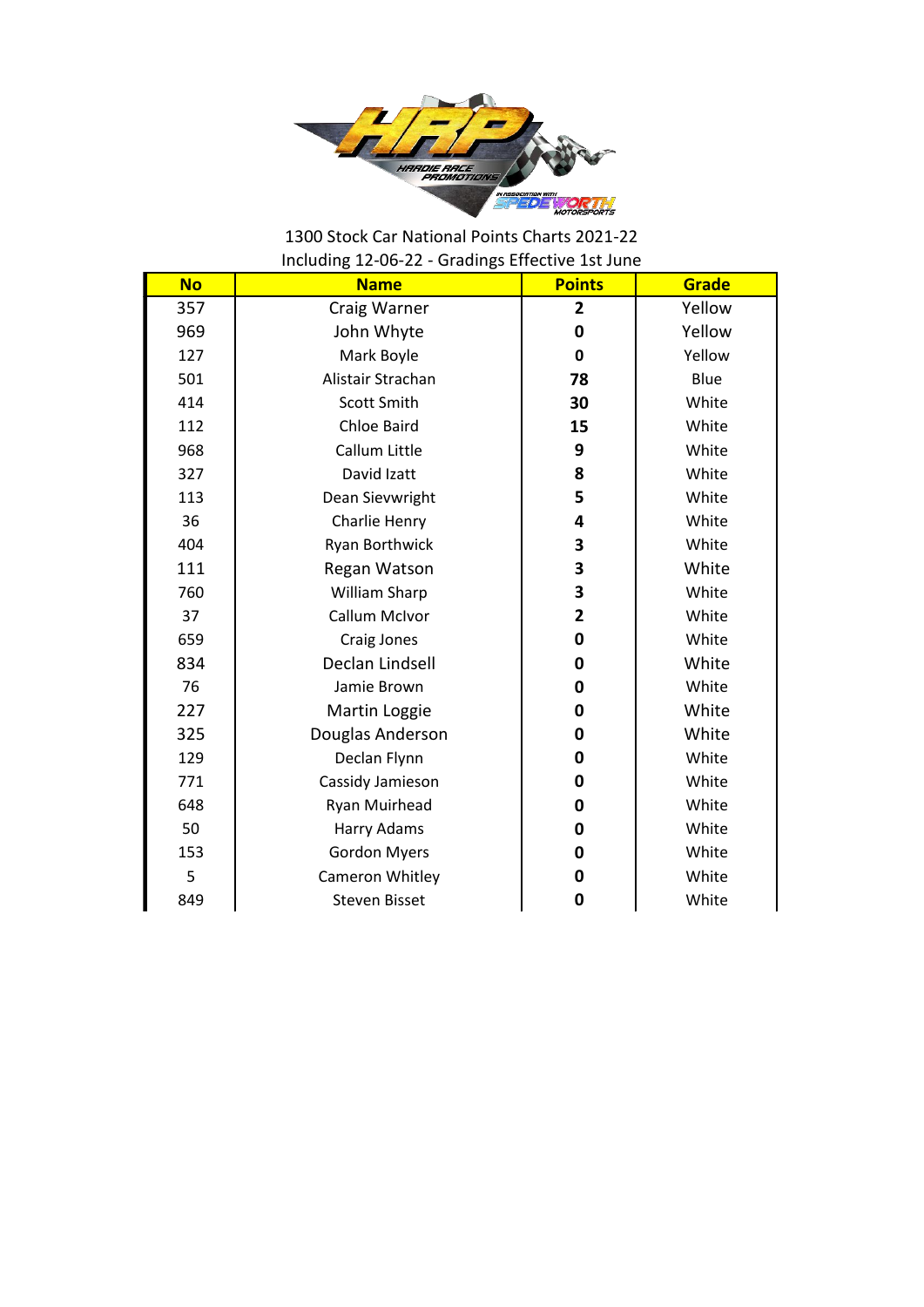1300 Stock Car National Points Charts 2021-22

Including 12-06-22 - Gradings Effective 1st June

| No | Name | Points | Grade |
|---|---|---|---|
| 357 | Craig Warner | **2** | Yellow |
| 969 | John Whyte | **0** | Yellow |
| 127 | Mark Boyle | **0** | Yellow |
| 501 | Alistair Strachan | **78** | Blue |
| 414 | Scott Smith | **30** | White |
| 112 | Chloe Baird | **15** | White |
| 968 | Callum Little | **9** | White |
| 327 | David Izatt | **8** | White |
| 113 | Dean Sievwright | **5** | White |
| 36 | Charlie Henry | **4** | White |
| 404 | Ryan Borthwick | **3** | White |
| 111 | Regan Watson | **3** | White |
| 760 | William Sharp | **3** | White |
| 37 | Callum McIvor | **2** | White |
| 659 | Craig Jones | **0** | White |
| 834 | Declan Lindsell | **0** | White |
| 76 | Jamie Brown | **0** | White |
| 227 | Martin Loggie | **0** | White |
| 325 | Douglas Anderson | **0** | White |
| 129 | Declan Flynn | **0** | White |
| 771 | Cassidy Jamieson | **0** | White |
| 648 | Ryan Muirhead | **0** | White |
| 50 | Harry Adams | **0** | White |
| 153 | Gordon Myers | **0** | White |
| 5 | Cameron Whitley | **0** | White |
| 849 | Steven Bisset | **0** | White |